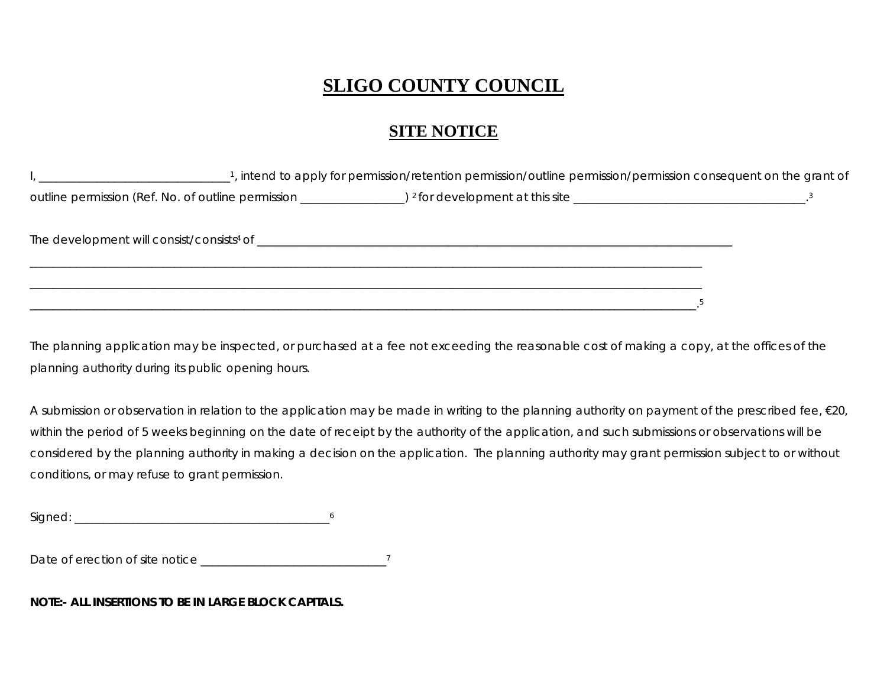# SLIGO COUNTY COUNCIL

## SITE NOTICE

I, _______________________________[1], intend to apply for permission/retention permission/outline permission/permission consequent on the grant of outline permission (Ref. No. of outline permission _________________) [2] for development at this site ______________________________________.[3]

The development will consist/consists[4] of ________________________________________________________________________________
_____________________________________________________________________________________________________________
_____________________________________________________________________________________________________________
_____________________________________________________________________________________________________________.[5]

The planning application may be inspected, or purchased at a fee not exceeding the reasonable cost of making a copy, at the offices of the planning authority during its public opening hours.

A submission or observation in relation to the application may be made in writing to the planning authority on payment of the prescribed fee, €20, within the period of 5 weeks beginning on the date of receipt by the authority of the application, and such submissions or observations will be considered by the planning authority in making a decision on the application. The planning authority may grant permission subject to or without conditions, or may refuse to grant permission.

Signed: __________________________________________[6]

Date of erection of site notice ______________________________[7]

**NOTE:- ALL INSERTIONS TO BE IN LARGE BLOCK CAPITALS.**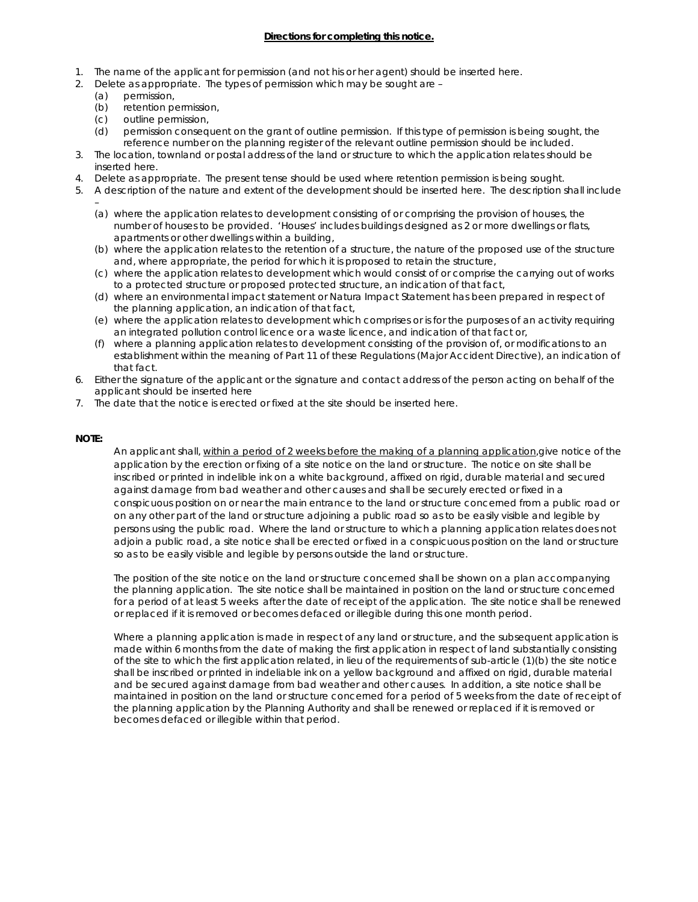**Directions for completing this notice.**

1. The name of the applicant for permission (and not his or her agent) should be inserted here.
2. Delete as appropriate. The types of permission which may be sought are –
   - (a) permission,
   - (b) retention permission,
   - (c) outline permission,
   - (d) permission consequent on the grant of outline permission. If this type of permission is being sought, the reference number on the planning register of the relevant outline permission should be included.
3. The location, townland or postal address of the land or structure to which the application relates should be inserted here.
4. Delete as appropriate. The present tense should be used where retention permission is being sought.
5. A description of the nature and extent of the development should be inserted here. The description shall include –
   - (a) where the application relates to development consisting of or comprising the provision of houses, the number of houses to be provided. 'Houses' includes buildings designed as 2 or more dwellings or flats, apartments or other dwellings within a building,
   - (b) where the application relates to the retention of a structure, the nature of the proposed use of the structure and, where appropriate, the period for which it is proposed to retain the structure,
   - (c) where the application relates to development which would consist of or comprise the carrying out of works to a protected structure or proposed protected structure, an indication of that fact,
   - (d) where an environmental impact statement or Natura Impact Statement has been prepared in respect of the planning application, an indication of that fact,
   - (e) where the application relates to development which comprises or is for the purposes of an activity requiring an integrated pollution control licence or a waste licence, and indication of that fact or,
   - (f) where a planning application relates to development consisting of the provision of, or modifications to an establishment within the meaning of Part 11 of these Regulations (Major Accident Directive), an indication of that fact.
6. Either the signature of the applicant or the signature and contact address of the person acting on behalf of the applicant should be inserted here
7. The date that the notice is erected or fixed at the site should be inserted here.

**NOTE:**

An applicant shall, within a period of 2 weeks before the making of a planning application,give notice of the application by the erection or fixing of a site notice on the land or structure. The notice on site shall be inscribed or printed in indelible ink on a white background, affixed on rigid, durable material and secured against damage from bad weather and other causes and shall be securely erected or fixed in a conspicuous position on or near the main entrance to the land or structure concerned from a public road or on any other part of the land or structure adjoining a public road so as to be easily visible and legible by persons using the public road. Where the land or structure to which a planning application relates does not adjoin a public road, a site notice shall be erected or fixed in a conspicuous position on the land or structure so as to be easily visible and legible by persons outside the land or structure.

The position of the site notice on the land or structure concerned shall be shown on a plan accompanying the planning application. The site notice shall be maintained in position on the land or structure concerned for a period of at least 5 weeks after the date of receipt of the application. The site notice shall be renewed or replaced if it is removed or becomes defaced or illegible during this one month period.

Where a planning application is made in respect of any land or structure, and the subsequent application is made within 6 months from the date of making the first application in respect of land substantially consisting of the site to which the first application related, in lieu of the requirements of sub-article (1)(b) the site notice shall be inscribed or printed in indeliable ink on a yellow background and affixed on rigid, durable material and be secured against damage from bad weather and other causes. In addition, a site notice shall be maintained in position on the land or structure concerned for a period of 5 weeks from the date of receipt of the planning application by the Planning Authority and shall be renewed or replaced if it is removed or becomes defaced or illegible within that period.